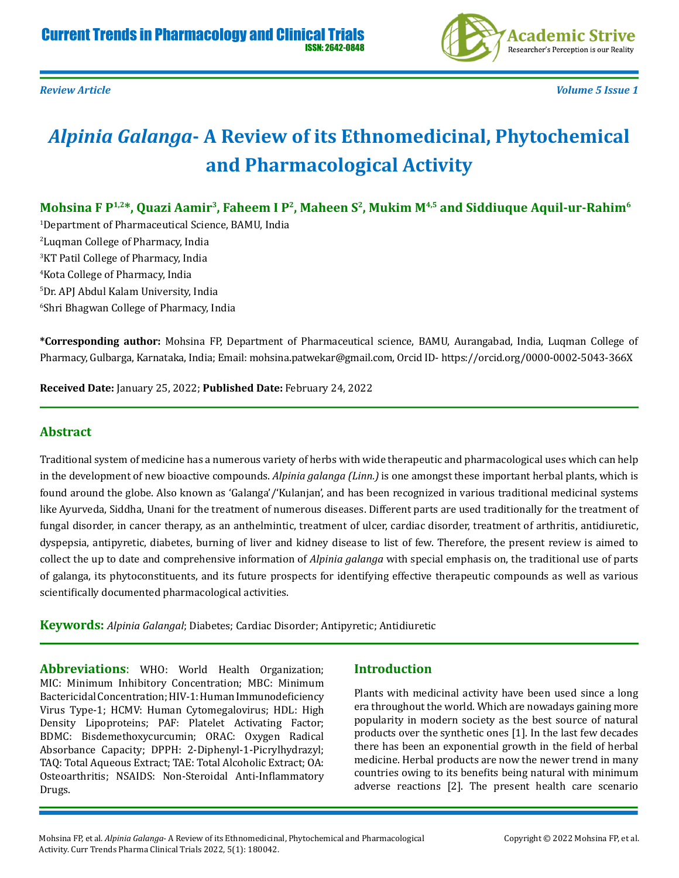*Review Article*

# *Alpinia Galanga*- A Review of its Ethnomedicinal, Phytochemical and Pharmacological Activity

**Mohsina F P[1,2]*, Quazi Aamir[3], Faheem I P[2], Maheen S[2], Mukim M[4,5] and Siddiuque Aquil-ur-Rahim[6]**

[1]Department of Pharmaceutical Science, BAMU, India

[2]Luqman College of Pharmacy, India

[3]KT Patil College of Pharmacy, India

[4]Kota College of Pharmacy, India

[5]Dr. APJ Abdul Kalam University, India

[6]Shri Bhagwan College of Pharmacy, India

**\*Corresponding author:** Mohsina FP, Department of Pharmaceutical science, BAMU, Aurangabad, India, Luqman College of Pharmacy, Gulbarga, Karnataka, India; Email: mohsina.patwekar@gmail.com, Orcid ID- https://orcid.org/0000-0002-5043-366X

**Received Date:** January 25, 2022; **Published Date:** February 24, 2022

## Abstract

Traditional system of medicine has a numerous variety of herbs with wide therapeutic and pharmacological uses which can help in the development of new bioactive compounds. *Alpinia galanga (Linn.)* is one amongst these important herbal plants, which is found around the globe. Also known as 'Galanga'/'Kulanjan', and has been recognized in various traditional medicinal systems like Ayurveda, Siddha, Unani for the treatment of numerous diseases. Different parts are used traditionally for the treatment of fungal disorder, in cancer therapy, as an anthelmintic, treatment of ulcer, cardiac disorder, treatment of arthritis, antidiuretic, dyspepsia, antipyretic, diabetes, burning of liver and kidney disease to list of few. Therefore, the present review is aimed to collect the up to date and comprehensive information of *Alpinia galanga* with special emphasis on, the traditional use of parts of galanga, its phytoconstituents, and its future prospects for identifying effective therapeutic compounds as well as various scientifically documented pharmacological activities.

**Keywords:** *Alpinia Galangal*; Diabetes; Cardiac Disorder; Antipyretic; Antidiuretic

**Abbreviations**: WHO: World Health Organization; MIC: Minimum Inhibitory Concentration; MBC: Minimum Bactericidal Concentration; HIV-1: Human Immunodeficiency Virus Type-1; HCMV: Human Cytomegalovirus; HDL: High Density Lipoproteins; PAF: Platelet Activating Factor; BDMC: Bisdemethoxycurcumin; ORAC: Oxygen Radical Absorbance Capacity; DPPH: 2-Diphenyl-1-Picrylhydrazyl; TAQ: Total Aqueous Extract; TAE: Total Alcoholic Extract; OA: Osteoarthritis; NSAIDS: Non-Steroidal Anti-Inflammatory Drugs.

## Introduction

Plants with medicinal activity have been used since a long era throughout the world. Which are nowadays gaining more popularity in modern society as the best source of natural products over the synthetic ones [1]. In the last few decades there has been an exponential growth in the field of herbal medicine. Herbal products are now the newer trend in many countries owing to its benefits being natural with minimum adverse reactions [2]. The present health care scenario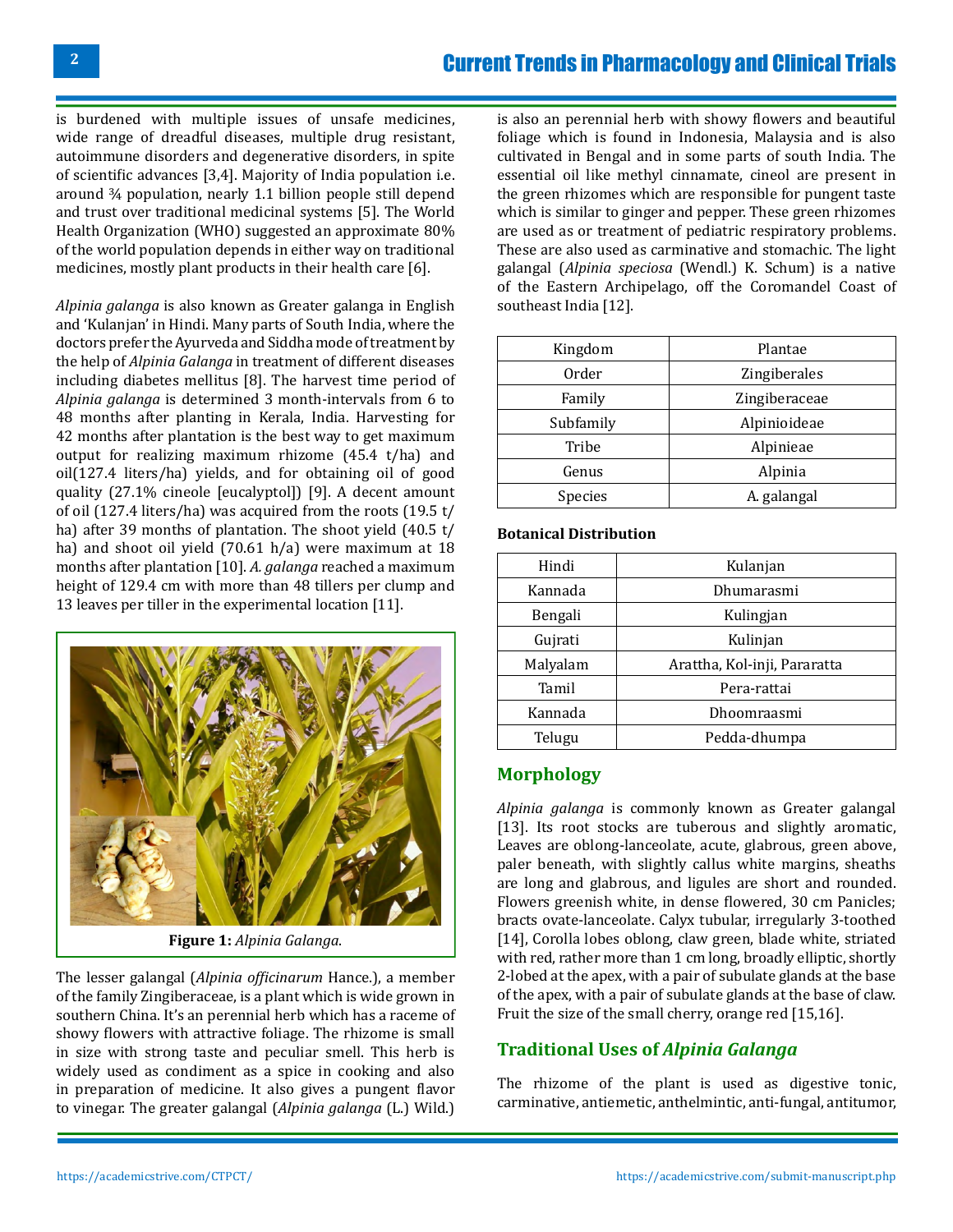is burdened with multiple issues of unsafe medicines, wide range of dreadful diseases, multiple drug resistant, autoimmune disorders and degenerative disorders, in spite of scientific advances [3,4]. Majority of India population i.e. around ¾ population, nearly 1.1 billion people still depend and trust over traditional medicinal systems [5]. The World Health Organization (WHO) suggested an approximate 80% of the world population depends in either way on traditional medicines, mostly plant products in their health care [6].

*Alpinia galanga* is also known as Greater galanga in English and 'Kulanjan' in Hindi. Many parts of South India, where the doctors prefer the Ayurveda and Siddha mode of treatment by the help of *Alpinia Galanga* in treatment of different diseases including diabetes mellitus [8]. The harvest time period of *Alpinia galanga* is determined 3 month-intervals from 6 to 48 months after planting in Kerala, India. Harvesting for 42 months after plantation is the best way to get maximum output for realizing maximum rhizome (45.4 t/ha) and oil(127.4 liters/ha) yields, and for obtaining oil of good quality (27.1% cineole [eucalyptol]) [9]. A decent amount of oil (127.4 liters/ha) was acquired from the roots (19.5 t/ha) after 39 months of plantation. The shoot yield (40.5 t/ha) and shoot oil yield (70.61 h/a) were maximum at 18 months after plantation [10]. *A. galanga* reached a maximum height of 129.4 cm with more than 48 tillers per clump and 13 leaves per tiller in the experimental location [11].

**Figure 1:** *Alpinia Galanga*.

The lesser galangal (*Alpinia officinarum* Hance.), a member of the family Zingiberaceae, is a plant which is wide grown in southern China. It's an perennial herb which has a raceme of showy flowers with attractive foliage. The rhizome is small in size with strong taste and peculiar smell. This herb is widely used as condiment as a spice in cooking and also in preparation of medicine. It also gives a pungent flavor to vinegar. The greater galangal (*Alpinia galanga* (L.) Wild.) is also an perennial herb with showy flowers and beautiful foliage which is found in Indonesia, Malaysia and is also cultivated in Bengal and in some parts of south India. The essential oil like methyl cinnamate, cineol are present in the green rhizomes which are responsible for pungent taste which is similar to ginger and pepper. These green rhizomes are used as or treatment of pediatric respiratory problems. These are also used as carminative and stomachic. The light galangal (*Alpinia speciosa* (Wendl.) K. Schum) is a native of the Eastern Archipelago, off the Coromandel Coast of southeast India [12].

| Kingdom | Plantae |
|---|---|
| Order | Zingiberales |
| Family | Zingiberaceae |
| Subfamily | Alpinioideae |
| Tribe | Alpinieae |
| Genus | Alpinia |
| Species | A. galangal |

**Botanical Distribution**

| Hindi | Kulanjan |
|---|---|
| Kannada | Dhumarasmi |
| Bengali | Kulingjan |
| Gujrati | Kulinjan |
| Malyalam | Arattha, Kol-inji, Pararatta |
| Tamil | Pera-rattai |
| Kannada | Dhoomraasmi |
| Telugu | Pedda-dhumpa |

## Morphology

*Alpinia galanga* is commonly known as Greater galangal [13]. Its root stocks are tuberous and slightly aromatic, Leaves are oblong-lanceolate, acute, glabrous, green above, paler beneath, with slightly callus white margins, sheaths are long and glabrous, and ligules are short and rounded. Flowers greenish white, in dense flowered, 30 cm Panicles; bracts ovate-lanceolate. Calyx tubular, irregularly 3-toothed [14], Corolla lobes oblong, claw green, blade white, striated with red, rather more than 1 cm long, broadly elliptic, shortly 2-lobed at the apex, with a pair of subulate glands at the base of the apex, with a pair of subulate glands at the base of claw. Fruit the size of the small cherry, orange red [15,16].

## Traditional Uses of *Alpinia Galanga*

The rhizome of the plant is used as digestive tonic, carminative, antiemetic, anthelmintic, anti-fungal, antitumor,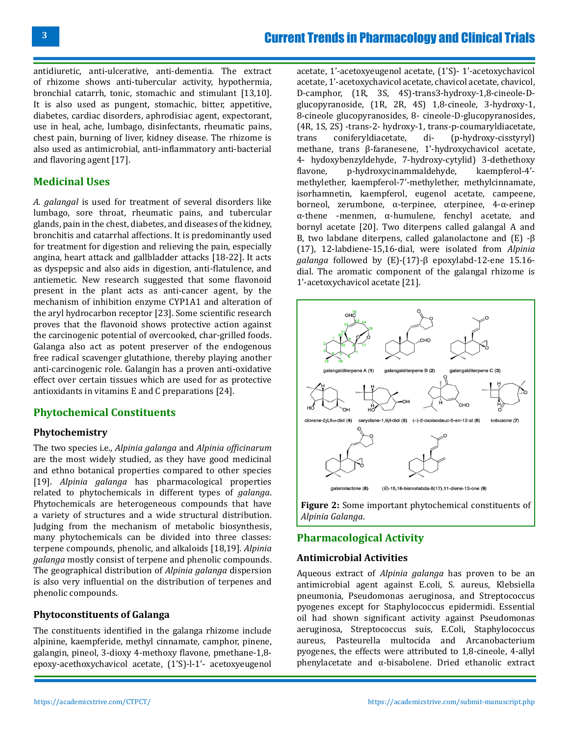antidiuretic, anti-ulcerative, anti-dementia. The extract of rhizome shows anti-tubercular activity, hypothermia, bronchial catarrh, tonic, stomachic and stimulant [13,10]. It is also used as pungent, stomachic, bitter, appetitive, diabetes, cardiac disorders, aphrodisiac agent, expectorant, use in heal, ache, lumbago, disinfectants, rheumatic pains, chest pain, burning of liver, kidney disease. The rhizome is also used as antimicrobial, anti-inflammatory anti-bacterial and flavoring agent [17].

## Medicinal Uses

*A. galangal* is used for treatment of several disorders like lumbago, sore throat, rheumatic pains, and tubercular glands, pain in the chest, diabetes, and diseases of the kidney, bronchitis and catarrhal affections. It is predominantly used for treatment for digestion and relieving the pain, especially angina, heart attack and gallbladder attacks [18-22]. It acts as dyspepsic and also aids in digestion, anti-flatulence, and antiemetic. New research suggested that some flavonoid present in the plant acts as anti-cancer agent, by the mechanism of inhibition enzyme CYP1A1 and alteration of the aryl hydrocarbon receptor [23]. Some scientific research proves that the flavonoid shows protective action against the carcinogenic potential of overcooked, char-grilled foods. Galanga also act as potent preserver of the endogenous free radical scavenger glutathione, thereby playing another anti-carcinogenic role. Galangin has a proven anti-oxidative effect over certain tissues which are used for as protective antioxidants in vitamins E and C preparations [24].

## Phytochemical Constituents

### Phytochemistry

The two species i.e., *Alpinia galanga* and *Alpinia officinarum* are the most widely studied, as they have good medicinal and ethno botanical properties compared to other species [19]. *Alpinia galanga* has pharmacological properties related to phytochemicals in different types of *galanga*. Phytochemicals are heterogeneous compounds that have a variety of structures and a wide structural distribution. Judging from the mechanism of metabolic biosynthesis, many phytochemicals can be divided into three classes: terpene compounds, phenolic, and alkaloids [18,19]. *Alpinia galanga* mostly consist of terpene and phenolic compounds. The geographical distribution of *Alpinia galanga* dispersion is also very influential on the distribution of terpenes and phenolic compounds.

### Phytoconstituents of Galanga

The constituents identified in the galanga rhizome include alpinine, kaempferide, methyl cinnamate, camphor, pinene, galangin, pineol, 3-dioxy 4-methoxy flavone, pmethane-1,8-epoxy-acethoxychavicol acetate, (1'S)-l-1'- acetoxyeugenol acetate, 1'-acetoxyeugenol acetate, (1'S)- 1'-acetoxychavicol acetate, 1'-acetoxychavicol acetate, chavicol acetate, chavicol, D-camphor, (1R, 3S, 4S)-trans3-hydroxy-1,8-cineole-D-glucopyranoside, (1R, 2R, 4S) 1,8-cineole, 3-hydroxy-1, 8-cineole glucopyranosides, 8- cineole-D-glucopyranosides, (4R, 1S, 2S) -trans-2- hydroxy-1, trans-p-coumaryldiacetate, trans coniferyldiacetate, di- (p-hydroxy-cisstyryl) methane, trans β-faranesene, 1'-hydroxychavicol acetate, 4- hydoxybenzyldehyde, 7-hydroxy-cytylid) 3-dethethoxy flavone, p-hydroxycinammaldehyde, kaempferol-4'-methylether, kaempferol-7'-methylether, methylcinnamate, isorhamnetin, kaempferol, eugenol acetate, campeene, borneol, zerumbone, α-terpinee, αterpinee, 4-α-erinep α-thene -menmen, α-humulene, fenchyl acetate, and bornyl acetate [20]. Two diterpens called galangal A and B, two labdane diterpens, called galanolactone and (E) -β (17), 12-labdiene-15,16-dial, were isolated from *Alpinia galanga* followed by (E)-(17)-β epoxylabd-12-ene 15.16-dial. The aromatic component of the galangal rhizome is 1'-acetoxychavicol acetate [21].

galangalditerpene A (1), galangalditerpene B (2), galangalditerpene C (3), clovane-2β,9α-diol (4), caryolane-1,9β-diol (5), (−)-2-oxoisodauc-5-en-12-al (6), kobusone (7), galanolactone (8), (E)-15,16-bisnorlabda-8(17),11-diene-13-one (9)

**Figure 2:** Some important phytochemical constituents of *Alpinia Galanga*.

## Pharmacological Activity

### Antimicrobial Activities

Aqueous extract of *Alpinia galanga* has proven to be an antimicrobial agent against E.coli, S. aureus, Klebsiella pneumonia, Pseudomonas aeruginosa, and Streptococcus pyogenes except for Staphylococcus epidermidi. Essential oil had shown significant activity against Pseudomonas aeruginosa, Streptococcus suis, E.Coli, Staphylococcus aureus, Pasteurella multocida and Arcanobacterium pyogenes, the effects were attributed to 1,8-cineole, 4-allyl phenylacetate and α-bisabolene. Dried ethanolic extract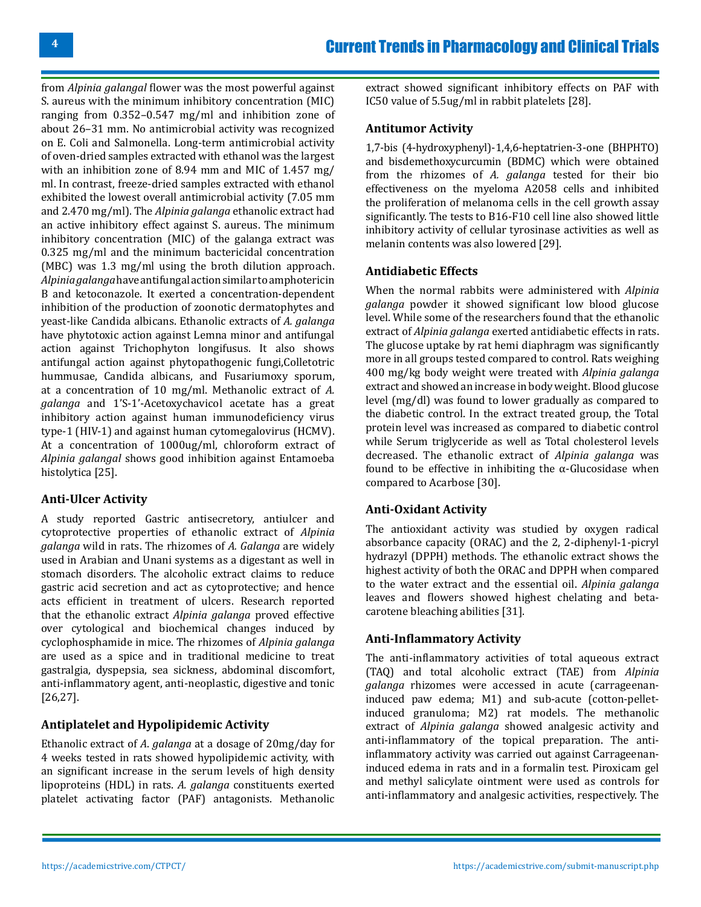from *Alpinia galangal* flower was the most powerful against S. aureus with the minimum inhibitory concentration (MIC) ranging from 0.352–0.547 mg/ml and inhibition zone of about 26–31 mm. No antimicrobial activity was recognized on E. Coli and Salmonella. Long-term antimicrobial activity of oven-dried samples extracted with ethanol was the largest with an inhibition zone of 8.94 mm and MIC of 1.457 mg/ml. In contrast, freeze-dried samples extracted with ethanol exhibited the lowest overall antimicrobial activity (7.05 mm and 2.470 mg/ml). The *Alpinia galanga* ethanolic extract had an active inhibitory effect against S. aureus. The minimum inhibitory concentration (MIC) of the galanga extract was 0.325 mg/ml and the minimum bactericidal concentration (MBC) was 1.3 mg/ml using the broth dilution approach. *Alpinia galanga* have antifungal action similar to amphotericin B and ketoconazole. It exerted a concentration-dependent inhibition of the production of zoonotic dermatophytes and yeast-like Candida albicans. Ethanolic extracts of *A. galanga* have phytotoxic action against Lemna minor and antifungal action against Trichophyton longifusus. It also shows antifungal action against phytopathogenic fungi,Colletotric hummusae, Candida albicans, and Fusariumoxy sporum, at a concentration of 10 mg/ml. Methanolic extract of *A. galanga* and 1'S-1'-Acetoxychavicol acetate has a great inhibitory action against human immunodeficiency virus type-1 (HIV-1) and against human cytomegalovirus (HCMV). At a concentration of 1000ug/ml, chloroform extract of *Alpinia galangal* shows good inhibition against Entamoeba histolytica [25].

### Anti-Ulcer Activity

A study reported Gastric antisecretory, antiulcer and cytoprotective properties of ethanolic extract of *Alpinia galanga* wild in rats. The rhizomes of *A. Galanga* are widely used in Arabian and Unani systems as a digestant as well in stomach disorders. The alcoholic extract claims to reduce gastric acid secretion and act as cytoprotective; and hence acts efficient in treatment of ulcers. Research reported that the ethanolic extract *Alpinia galanga* proved effective over cytological and biochemical changes induced by cyclophosphamide in mice. The rhizomes of *Alpinia galanga* are used as a spice and in traditional medicine to treat gastralgia, dyspepsia, sea sickness, abdominal discomfort, anti-inflammatory agent, anti-neoplastic, digestive and tonic [26,27].

### Antiplatelet and Hypolipidemic Activity

Ethanolic extract of *A. galanga* at a dosage of 20mg/day for 4 weeks tested in rats showed hypolipidemic activity, with an significant increase in the serum levels of high density lipoproteins (HDL) in rats. *A. galanga* constituents exerted platelet activating factor (PAF) antagonists. Methanolic extract showed significant inhibitory effects on PAF with IC50 value of 5.5ug/ml in rabbit platelets [28].

### Antitumor Activity

1,7-bis (4-hydroxyphenyl)-1,4,6-heptatrien-3-one (BHPHTO) and bisdemethoxycurcumin (BDMC) which were obtained from the rhizomes of *A. galanga* tested for their bio effectiveness on the myeloma A2058 cells and inhibited the proliferation of melanoma cells in the cell growth assay significantly. The tests to B16-F10 cell line also showed little inhibitory activity of cellular tyrosinase activities as well as melanin contents was also lowered [29].

### Antidiabetic Effects

When the normal rabbits were administered with *Alpinia galanga* powder it showed significant low blood glucose level. While some of the researchers found that the ethanolic extract of *Alpinia galanga* exerted antidiabetic effects in rats. The glucose uptake by rat hemi diaphragm was significantly more in all groups tested compared to control. Rats weighing 400 mg/kg body weight were treated with *Alpinia galanga* extract and showed an increase in body weight. Blood glucose level (mg/dl) was found to lower gradually as compared to the diabetic control. In the extract treated group, the Total protein level was increased as compared to diabetic control while Serum triglyceride as well as Total cholesterol levels decreased. The ethanolic extract of *Alpinia galanga* was found to be effective in inhibiting the α-Glucosidase when compared to Acarbose [30].

### Anti-Oxidant Activity

The antioxidant activity was studied by oxygen radical absorbance capacity (ORAC) and the 2, 2-diphenyl-1-picryl hydrazyl (DPPH) methods. The ethanolic extract shows the highest activity of both the ORAC and DPPH when compared to the water extract and the essential oil. *Alpinia galanga* leaves and flowers showed highest chelating and beta-carotene bleaching abilities [31].

### Anti-Inflammatory Activity

The anti-inflammatory activities of total aqueous extract (TAQ) and total alcoholic extract (TAE) from *Alpinia galanga* rhizomes were accessed in acute (carrageenan-induced paw edema; M1) and sub-acute (cotton-pellet-induced granuloma; M2) rat models. The methanolic extract of *Alpinia galanga* showed analgesic activity and anti-inflammatory of the topical preparation. The anti-inflammatory activity was carried out against Carrageenan-induced edema in rats and in a formalin test. Piroxicam gel and methyl salicylate ointment were used as controls for anti-inflammatory and analgesic activities, respectively. The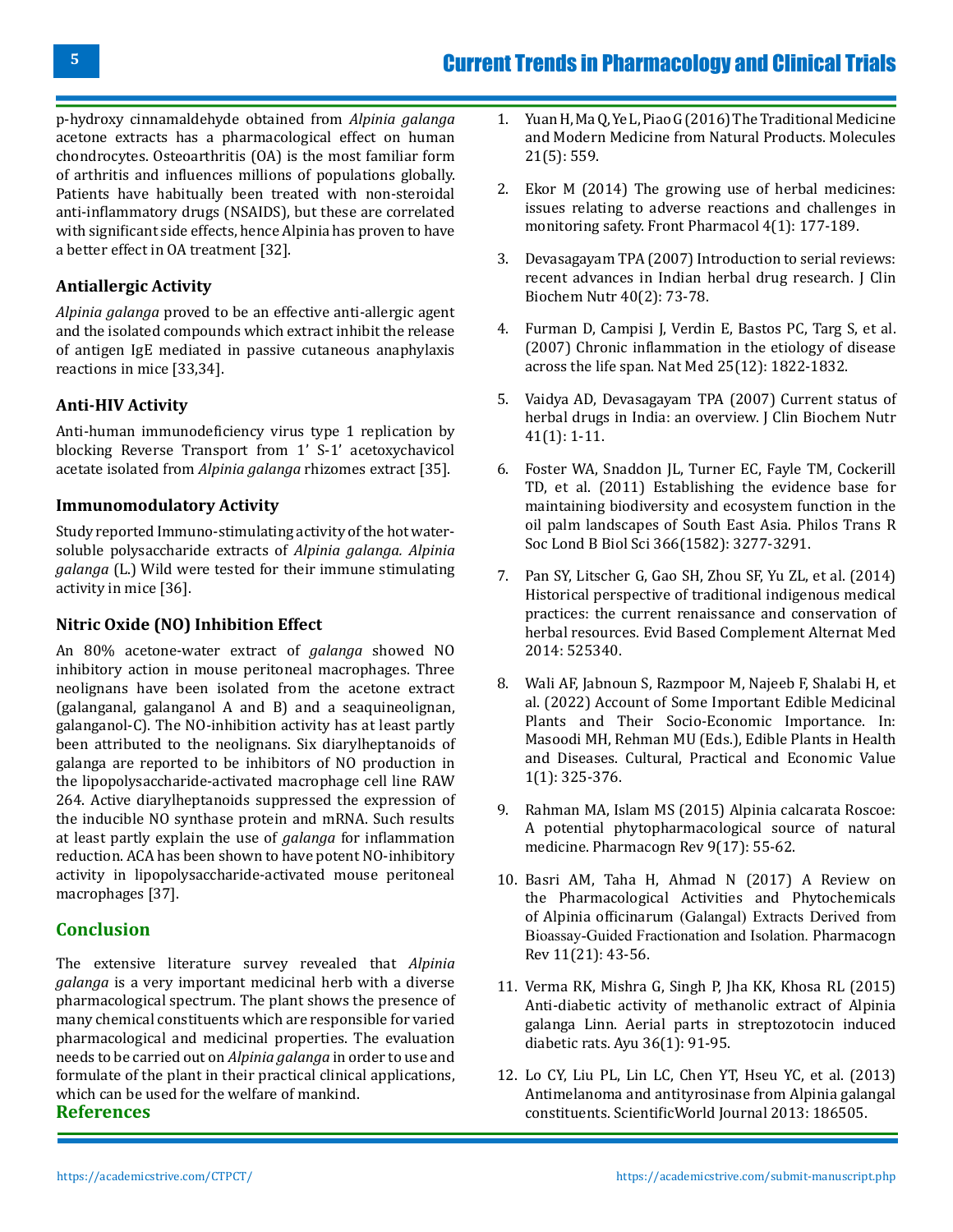p-hydroxy cinnamaldehyde obtained from *Alpinia galanga* acetone extracts has a pharmacological effect on human chondrocytes. Osteoarthritis (OA) is the most familiar form of arthritis and influences millions of populations globally. Patients have habitually been treated with non-steroidal anti-inflammatory drugs (NSAIDS), but these are correlated with significant side effects, hence Alpinia has proven to have a better effect in OA treatment [32].

### Antiallergic Activity

*Alpinia galanga* proved to be an effective anti-allergic agent and the isolated compounds which extract inhibit the release of antigen IgE mediated in passive cutaneous anaphylaxis reactions in mice [33,34].

### Anti-HIV Activity

Anti-human immunodeficiency virus type 1 replication by blocking Reverse Transport from 1' S-1' acetoxychavicol acetate isolated from *Alpinia galanga* rhizomes extract [35].

### Immunomodulatory Activity

Study reported Immuno-stimulating activity of the hot water-soluble polysaccharide extracts of *Alpinia galanga. Alpinia galanga* (L.) Wild were tested for their immune stimulating activity in mice [36].

### Nitric Oxide (NO) Inhibition Effect

An 80% acetone-water extract of *galanga* showed NO inhibitory action in mouse peritoneal macrophages. Three neolignans have been isolated from the acetone extract (galanganal, galanganol A and B) and a seaquineolignan, galanganol-C). The NO-inhibition activity has at least partly been attributed to the neolignans. Six diarylheptanoids of galanga are reported to be inhibitors of NO production in the lipopolysaccharide-activated macrophage cell line RAW 264. Active diarylheptanoids suppressed the expression of the inducible NO synthase protein and mRNA. Such results at least partly explain the use of *galanga* for inflammation reduction. ACA has been shown to have potent NO-inhibitory activity in lipopolysaccharide-activated mouse peritoneal macrophages [37].

## Conclusion

The extensive literature survey revealed that *Alpinia galanga* is a very important medicinal herb with a diverse pharmacological spectrum. The plant shows the presence of many chemical constituents which are responsible for varied pharmacological and medicinal properties. The evaluation needs to be carried out on *Alpinia galanga* in order to use and formulate of the plant in their practical clinical applications, which can be used for the welfare of mankind.

## References

1. Yuan H, Ma Q, Ye L, Piao G (2016) The Traditional Medicine and Modern Medicine from Natural Products. Molecules 21(5): 559.

2. Ekor M (2014) The growing use of herbal medicines: issues relating to adverse reactions and challenges in monitoring safety. Front Pharmacol 4(1): 177-189.

3. Devasagayam TPA (2007) Introduction to serial reviews: recent advances in Indian herbal drug research. J Clin Biochem Nutr 40(2): 73-78.

4. Furman D, Campisi J, Verdin E, Bastos PC, Targ S, et al. (2007) Chronic inflammation in the etiology of disease across the life span. Nat Med 25(12): 1822-1832.

5. Vaidya AD, Devasagayam TPA (2007) Current status of herbal drugs in India: an overview. J Clin Biochem Nutr 41(1): 1-11.

6. Foster WA, Snaddon JL, Turner EC, Fayle TM, Cockerill TD, et al. (2011) Establishing the evidence base for maintaining biodiversity and ecosystem function in the oil palm landscapes of South East Asia. Philos Trans R Soc Lond B Biol Sci 366(1582): 3277-3291.

7. Pan SY, Litscher G, Gao SH, Zhou SF, Yu ZL, et al. (2014) Historical perspective of traditional indigenous medical practices: the current renaissance and conservation of herbal resources. Evid Based Complement Alternat Med 2014: 525340.

8. Wali AF, Jabnoun S, Razmpoor M, Najeeb F, Shalabi H, et al. (2022) Account of Some Important Edible Medicinal Plants and Their Socio-Economic Importance. In: Masoodi MH, Rehman MU (Eds.), Edible Plants in Health and Diseases. Cultural, Practical and Economic Value 1(1): 325-376.

9. Rahman MA, Islam MS (2015) Alpinia calcarata Roscoe: A potential phytopharmacological source of natural medicine. Pharmacogn Rev 9(17): 55-62.

10. Basri AM, Taha H, Ahmad N (2017) A Review on the Pharmacological Activities and Phytochemicals of Alpinia officinarum (Galangal) Extracts Derived from Bioassay-Guided Fractionation and Isolation. Pharmacogn Rev 11(21): 43-56.

11. Verma RK, Mishra G, Singh P, Jha KK, Khosa RL (2015) Anti-diabetic activity of methanolic extract of Alpinia galanga Linn. Aerial parts in streptozotocin induced diabetic rats. Ayu 36(1): 91-95.

12. Lo CY, Liu PL, Lin LC, Chen YT, Hseu YC, et al. (2013) Antimelanoma and antityrosinase from Alpinia galangal constituents. ScientificWorld Journal 2013: 186505.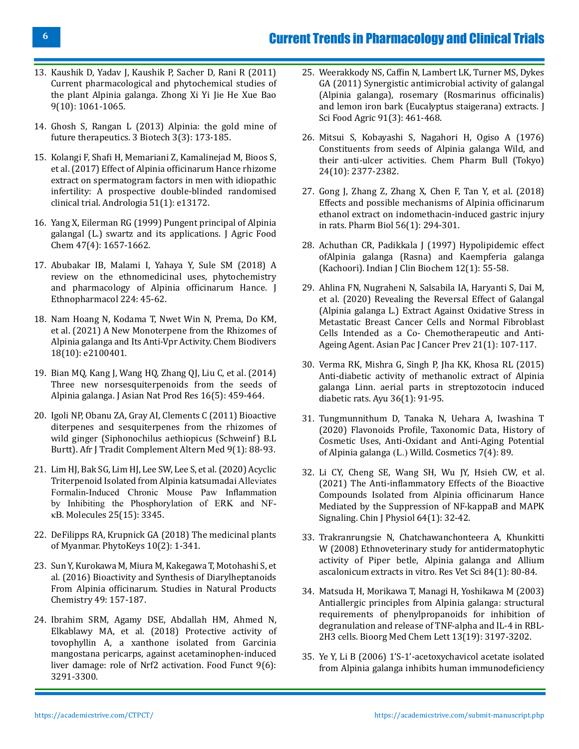13. Kaushik D, Yadav J, Kaushik P, Sacher D, Rani R (2011) Current pharmacological and phytochemical studies of the plant Alpinia galanga. Zhong Xi Yi Jie He Xue Bao 9(10): 1061-1065.

14. Ghosh S, Rangan L (2013) Alpinia: the gold mine of future therapeutics. 3 Biotech 3(3): 173-185.

15. Kolangi F, Shafi H, Memariani Z, Kamalinejad M, Bioos S, et al. (2017) Effect of Alpinia officinarum Hance rhizome extract on spermatogram factors in men with idiopathic infertility: A prospective double-blinded randomised clinical trial. Andrologia 51(1): e13172.

16. Yang X, Eilerman RG (1999) Pungent principal of Alpinia galangal (L.) swartz and its applications. J Agric Food Chem 47(4): 1657-1662.

17. Abubakar IB, Malami I, Yahaya Y, Sule SM (2018) A review on the ethnomedicinal uses, phytochemistry and pharmacology of Alpinia officinarum Hance. J Ethnopharmacol 224: 45-62.

18. Nam Hoang N, Kodama T, Nwet Win N, Prema, Do KM, et al. (2021) A New Monoterpene from the Rhizomes of Alpinia galanga and Its Anti-Vpr Activity. Chem Biodivers 18(10): e2100401.

19. Bian MQ, Kang J, Wang HQ, Zhang QJ, Liu C, et al. (2014) Three new norsesquiterpenoids from the seeds of Alpinia galanga. J Asian Nat Prod Res 16(5): 459-464.

20. Igoli NP, Obanu ZA, Gray AI, Clements C (2011) Bioactive diterpenes and sesquiterpenes from the rhizomes of wild ginger (Siphonochilus aethiopicus (Schweinf) B.L Burtt). Afr J Tradit Complement Altern Med 9(1): 88-93.

21. Lim HJ, Bak SG, Lim HJ, Lee SW, Lee S, et al. (2020) Acyclic Triterpenoid Isolated from Alpinia katsumadai Alleviates Formalin-Induced Chronic Mouse Paw Inflammation by Inhibiting the Phosphorylation of ERK and NF-κB. Molecules 25(15): 3345.

22. DeFilipps RA, Krupnick GA (2018) The medicinal plants of Myanmar. PhytoKeys 10(2): 1-341.

23. Sun Y, Kurokawa M, Miura M, Kakegawa T, Motohashi S, et al. (2016) Bioactivity and Synthesis of Diarylheptanoids From Alpinia officinarum. Studies in Natural Products Chemistry 49: 157-187.

24. Ibrahim SRM, Agamy DSE, Abdallah HM, Ahmed N, Elkablawy MA, et al. (2018) Protective activity of tovophyllin A, a xanthone isolated from Garcinia mangostana pericarps, against acetaminophen-induced liver damage: role of Nrf2 activation. Food Funct 9(6): 3291-3300.

25. Weerakkody NS, Caffin N, Lambert LK, Turner MS, Dykes GA (2011) Synergistic antimicrobial activity of galangal (Alpinia galanga), rosemary (Rosmarinus officinalis) and lemon iron bark (Eucalyptus staigerana) extracts. J Sci Food Agric 91(3): 461-468.

26. Mitsui S, Kobayashi S, Nagahori H, Ogiso A (1976) Constituents from seeds of Alpinia galanga Wild, and their anti-ulcer activities. Chem Pharm Bull (Tokyo) 24(10): 2377-2382.

27. Gong J, Zhang Z, Zhang X, Chen F, Tan Y, et al. (2018) Effects and possible mechanisms of Alpinia officinarum ethanol extract on indomethacin-induced gastric injury in rats. Pharm Biol 56(1): 294-301.

28. Achuthan CR, Padikkala J (1997) Hypolipidemic effect ofAlpinia galanga (Rasna) and Kaempferia galanga (Kachoori). Indian J Clin Biochem 12(1): 55-58.

29. Ahlina FN, Nugraheni N, Salsabila IA, Haryanti S, Dai M, et al. (2020) Revealing the Reversal Effect of Galangal (Alpinia galanga L.) Extract Against Oxidative Stress in Metastatic Breast Cancer Cells and Normal Fibroblast Cells Intended as a Co- Chemotherapeutic and Anti-Ageing Agent. Asian Pac J Cancer Prev 21(1): 107-117.

30. Verma RK, Mishra G, Singh P, Jha KK, Khosa RL (2015) Anti-diabetic activity of methanolic extract of Alpinia galanga Linn. aerial parts in streptozotocin induced diabetic rats. Ayu 36(1): 91-95.

31. Tungmunnithum D, Tanaka N, Uehara A, Iwashina T (2020) Flavonoids Profile, Taxonomic Data, History of Cosmetic Uses, Anti-Oxidant and Anti-Aging Potential of Alpinia galanga (L.) Willd. Cosmetics 7(4): 89.

32. Li CY, Cheng SE, Wang SH, Wu JY, Hsieh CW, et al. (2021) The Anti-inflammatory Effects of the Bioactive Compounds Isolated from Alpinia officinarum Hance Mediated by the Suppression of NF-kappaB and MAPK Signaling. Chin J Physiol 64(1): 32-42.

33. Trakranrungsie N, Chatchawanchonteera A, Khunkitti W (2008) Ethnoveterinary study for antidermatophytic activity of Piper betle, Alpinia galanga and Allium ascalonicum extracts in vitro. Res Vet Sci 84(1): 80-84.

34. Matsuda H, Morikawa T, Managi H, Yoshikawa M (2003) Antiallergic principles from Alpinia galanga: structural requirements of phenylpropanoids for inhibition of degranulation and release of TNF-alpha and IL-4 in RBL-2H3 cells. Bioorg Med Chem Lett 13(19): 3197-3202.

35. Ye Y, Li B (2006) 1'S-1'-acetoxychavicol acetate isolated from Alpinia galanga inhibits human immunodeficiency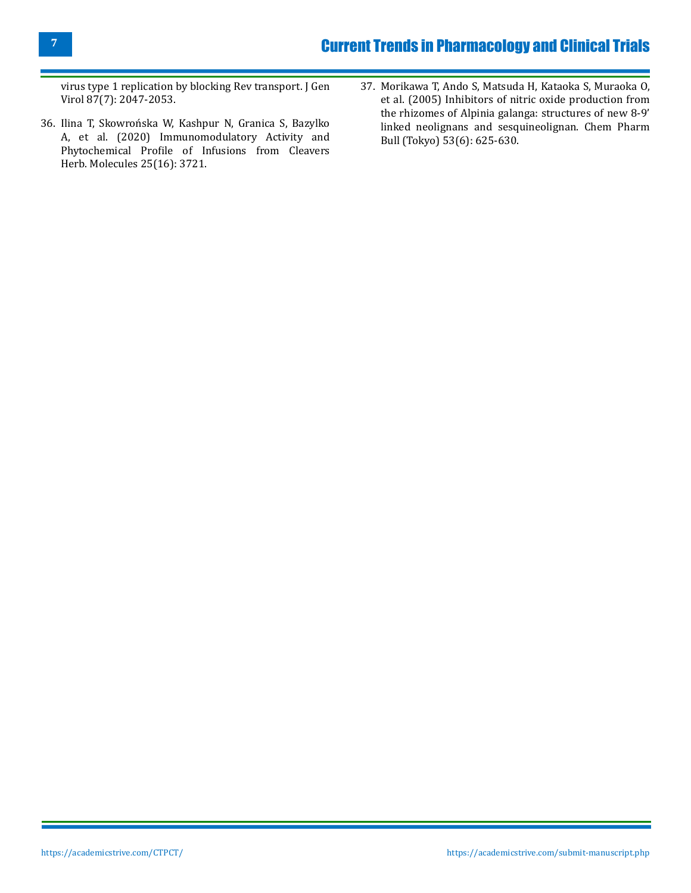virus type 1 replication by blocking Rev transport. J Gen Virol 87(7): 2047-2053.

36. Ilina T, Skowrońska W, Kashpur N, Granica S, Bazylko A, et al. (2020) Immunomodulatory Activity and Phytochemical Profile of Infusions from Cleavers Herb. Molecules 25(16): 3721.

37. Morikawa T, Ando S, Matsuda H, Kataoka S, Muraoka O, et al. (2005) Inhibitors of nitric oxide production from the rhizomes of Alpinia galanga: structures of new 8-9' linked neolignans and sesquineolignan. Chem Pharm Bull (Tokyo) 53(6): 625-630.